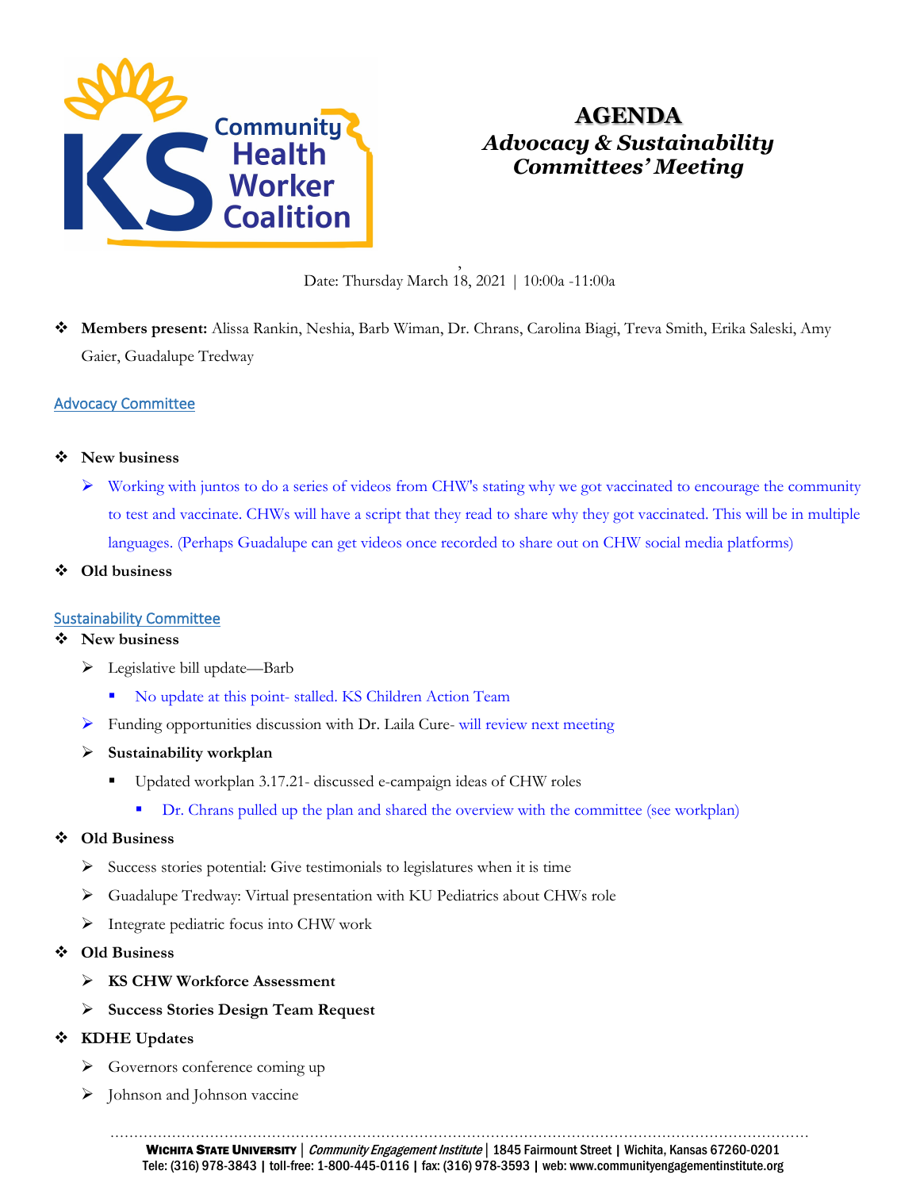# AGENDA

## *Advocacy & Sustainability Committees' Meeting*

Date: Thursday March 18, 2021 | 10:00a -11:00a

- **Members present:** Alissa Rankin, Neshia, Barb Wiman, Dr. Chrans, Carolina Biagi, Treva Smith, Erika Saleski, Amy Gaier, Guadalupe Tredway

## Advocacy Committee

- **New business**
  - Working with juntos to do a series of videos from CHW's stating why we got vaccinated to encourage the community to test and vaccinate. CHWs will have a script that they read to share why they got vaccinated. This will be in multiple languages. (Perhaps Guadalupe can get videos once recorded to share out on CHW social media platforms)
- **Old business**

## Sustainability Committee

- **New business**
  - Legislative bill update—Barb
    - No update at this point- stalled. KS Children Action Team
  - Funding opportunities discussion with Dr. Laila Cure- will review next meeting
  - **Sustainability workplan**
    - Updated workplan 3.17.21- discussed e-campaign ideas of CHW roles
      - Dr. Chrans pulled up the plan and shared the overview with the committee (see workplan)
- **Old Business**
  - Success stories potential: Give testimonials to legislatures when it is time
  - Guadalupe Tredway: Virtual presentation with KU Pediatrics about CHWs role
  - Integrate pediatric focus into CHW work
- **Old Business**
  - **KS CHW Workforce Assessment**
  - **Success Stories Design Team Request**
- **KDHE Updates**
  - Governors conference coming up
  - Johnson and Johnson vaccine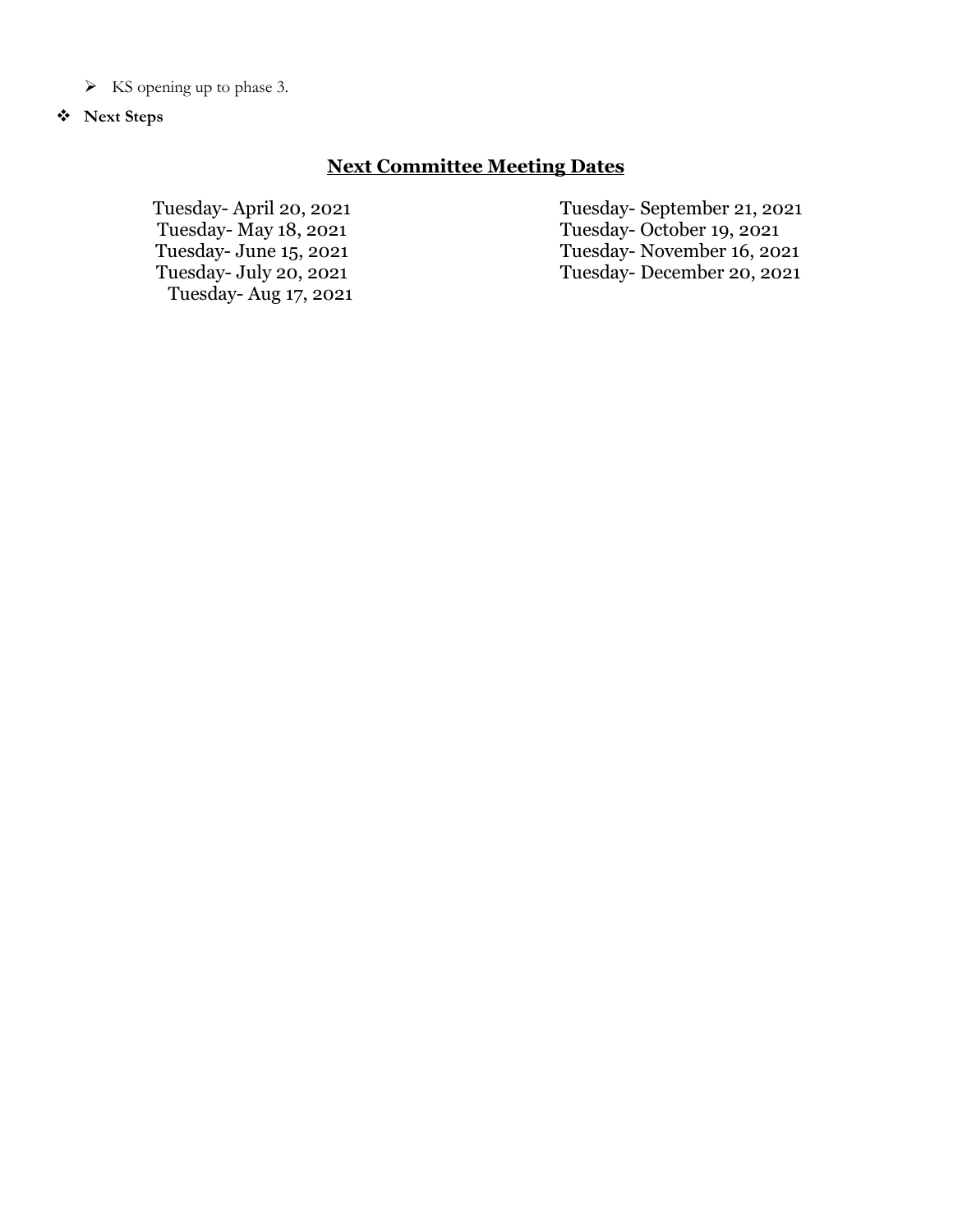- KS opening up to phase 3.

- **Next Steps**

## Next Committee Meeting Dates

Tuesday- April 20, 2021
Tuesday- May 18, 2021
Tuesday- June 15, 2021
Tuesday- July 20, 2021
Tuesday- Aug 17, 2021

Tuesday- September 21, 2021
Tuesday- October 19, 2021
Tuesday- November 16, 2021
Tuesday- December 20, 2021